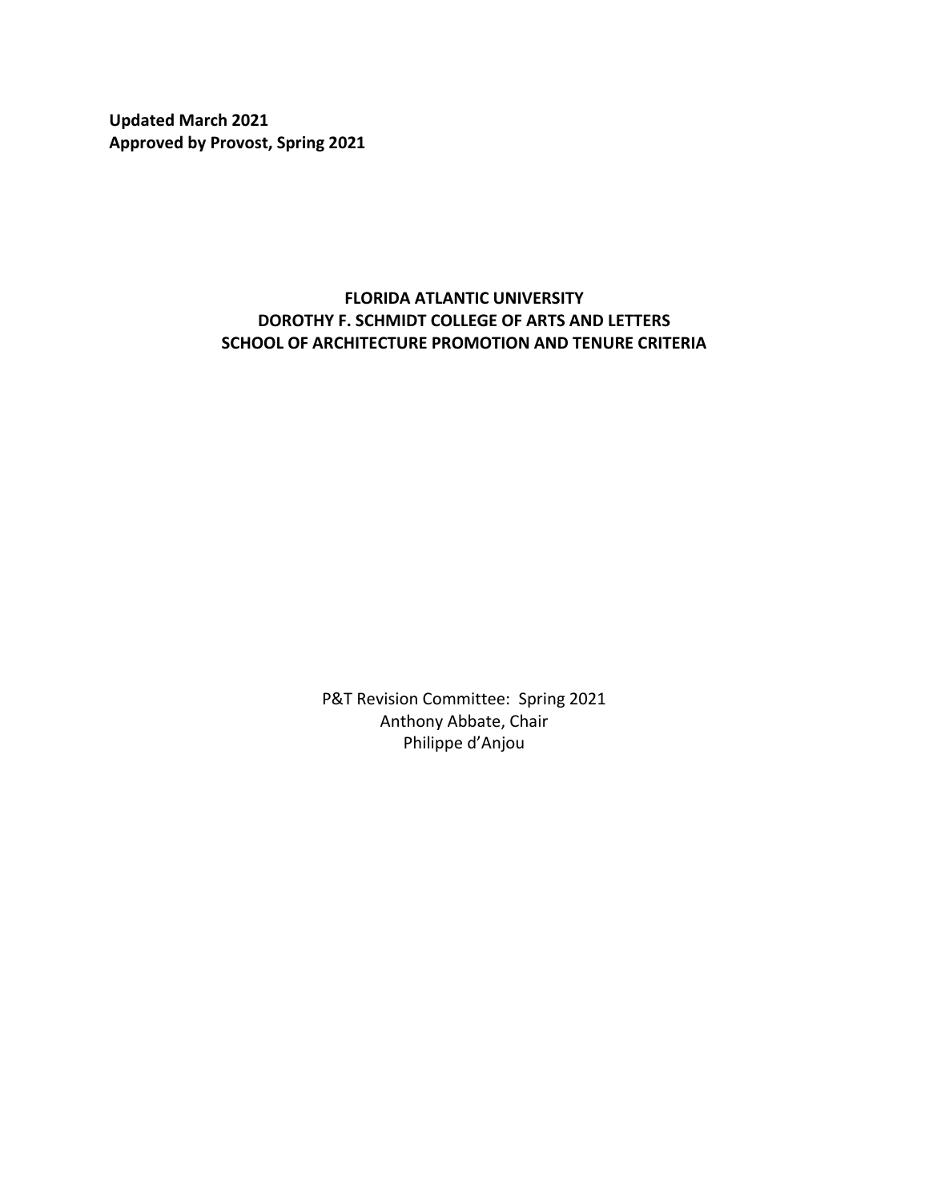**Updated March 2021**
**Approved by Provost, Spring 2021**

# FLORIDA ATLANTIC UNIVERSITY
# DOROTHY F. SCHMIDT COLLEGE OF ARTS AND LETTERS
# SCHOOL OF ARCHITECTURE PROMOTION AND TENURE CRITERIA

P&T Revision Committee: Spring 2021
Anthony Abbate, Chair
Philippe d'Anjou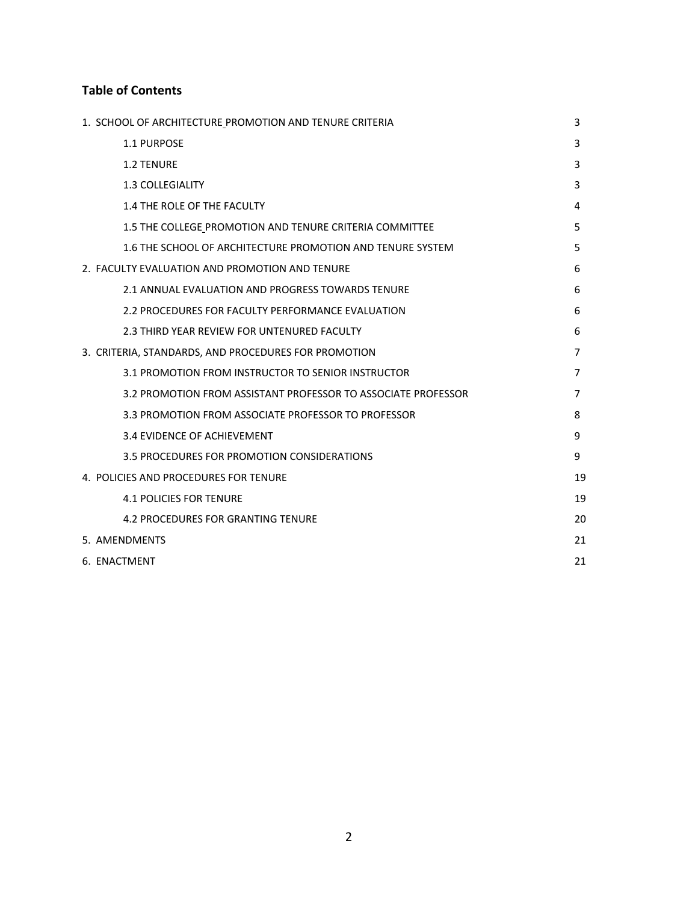## Table of Contents

| | |
|---|---|
| 1. SCHOOL OF ARCHITECTURE PROMOTION AND TENURE CRITERIA | 3 |
| 1.1 PURPOSE | 3 |
| 1.2 TENURE | 3 |
| 1.3 COLLEGIALITY | 3 |
| 1.4 THE ROLE OF THE FACULTY | 4 |
| 1.5 THE COLLEGE PROMOTION AND TENURE CRITERIA COMMITTEE | 5 |
| 1.6 THE SCHOOL OF ARCHITECTURE PROMOTION AND TENURE SYSTEM | 5 |
| 2. FACULTY EVALUATION AND PROMOTION AND TENURE | 6 |
| 2.1 ANNUAL EVALUATION AND PROGRESS TOWARDS TENURE | 6 |
| 2.2 PROCEDURES FOR FACULTY PERFORMANCE EVALUATION | 6 |
| 2.3 THIRD YEAR REVIEW FOR UNTENURED FACULTY | 6 |
| 3. CRITERIA, STANDARDS, AND PROCEDURES FOR PROMOTION | 7 |
| 3.1 PROMOTION FROM INSTRUCTOR TO SENIOR INSTRUCTOR | 7 |
| 3.2 PROMOTION FROM ASSISTANT PROFESSOR TO ASSOCIATE PROFESSOR | 7 |
| 3.3 PROMOTION FROM ASSOCIATE PROFESSOR TO PROFESSOR | 8 |
| 3.4 EVIDENCE OF ACHIEVEMENT | 9 |
| 3.5 PROCEDURES FOR PROMOTION CONSIDERATIONS | 9 |
| 4. POLICIES AND PROCEDURES FOR TENURE | 19 |
| 4.1 POLICIES FOR TENURE | 19 |
| 4.2 PROCEDURES FOR GRANTING TENURE | 20 |
| 5. AMENDMENTS | 21 |
| 6. ENACTMENT | 21 |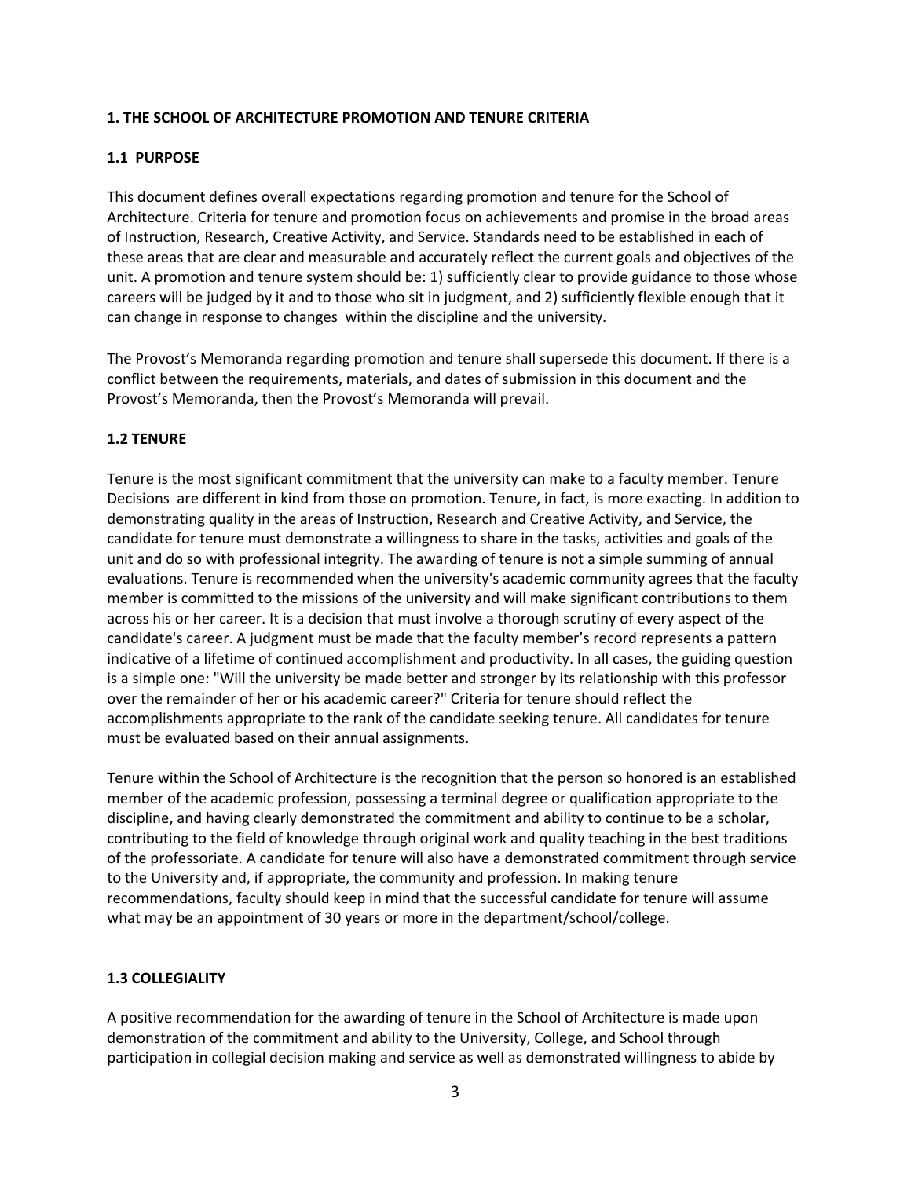## 1. THE SCHOOL OF ARCHITECTURE PROMOTION AND TENURE CRITERIA

### 1.1 PURPOSE

This document defines overall expectations regarding promotion and tenure for the School of Architecture. Criteria for tenure and promotion focus on achievements and promise in the broad areas of Instruction, Research, Creative Activity, and Service. Standards need to be established in each of these areas that are clear and measurable and accurately reflect the current goals and objectives of the unit. A promotion and tenure system should be: 1) sufficiently clear to provide guidance to those whose careers will be judged by it and to those who sit in judgment, and 2) sufficiently flexible enough that it can change in response to changes within the discipline and the university.

The Provost's Memoranda regarding promotion and tenure shall supersede this document. If there is a conflict between the requirements, materials, and dates of submission in this document and the Provost's Memoranda, then the Provost's Memoranda will prevail.

### 1.2 TENURE

Tenure is the most significant commitment that the university can make to a faculty member. Tenure Decisions are different in kind from those on promotion. Tenure, in fact, is more exacting. In addition to demonstrating quality in the areas of Instruction, Research and Creative Activity, and Service, the candidate for tenure must demonstrate a willingness to share in the tasks, activities and goals of the unit and do so with professional integrity. The awarding of tenure is not a simple summing of annual evaluations. Tenure is recommended when the university's academic community agrees that the faculty member is committed to the missions of the university and will make significant contributions to them across his or her career. It is a decision that must involve a thorough scrutiny of every aspect of the candidate's career. A judgment must be made that the faculty member's record represents a pattern indicative of a lifetime of continued accomplishment and productivity. In all cases, the guiding question is a simple one: "Will the university be made better and stronger by its relationship with this professor over the remainder of her or his academic career?" Criteria for tenure should reflect the accomplishments appropriate to the rank of the candidate seeking tenure. All candidates for tenure must be evaluated based on their annual assignments.

Tenure within the School of Architecture is the recognition that the person so honored is an established member of the academic profession, possessing a terminal degree or qualification appropriate to the discipline, and having clearly demonstrated the commitment and ability to continue to be a scholar, contributing to the field of knowledge through original work and quality teaching in the best traditions of the professoriate. A candidate for tenure will also have a demonstrated commitment through service to the University and, if appropriate, the community and profession. In making tenure recommendations, faculty should keep in mind that the successful candidate for tenure will assume what may be an appointment of 30 years or more in the department/school/college.

### 1.3 COLLEGIALITY

A positive recommendation for the awarding of tenure in the School of Architecture is made upon demonstration of the commitment and ability to the University, College, and School through participation in collegial decision making and service as well as demonstrated willingness to abide by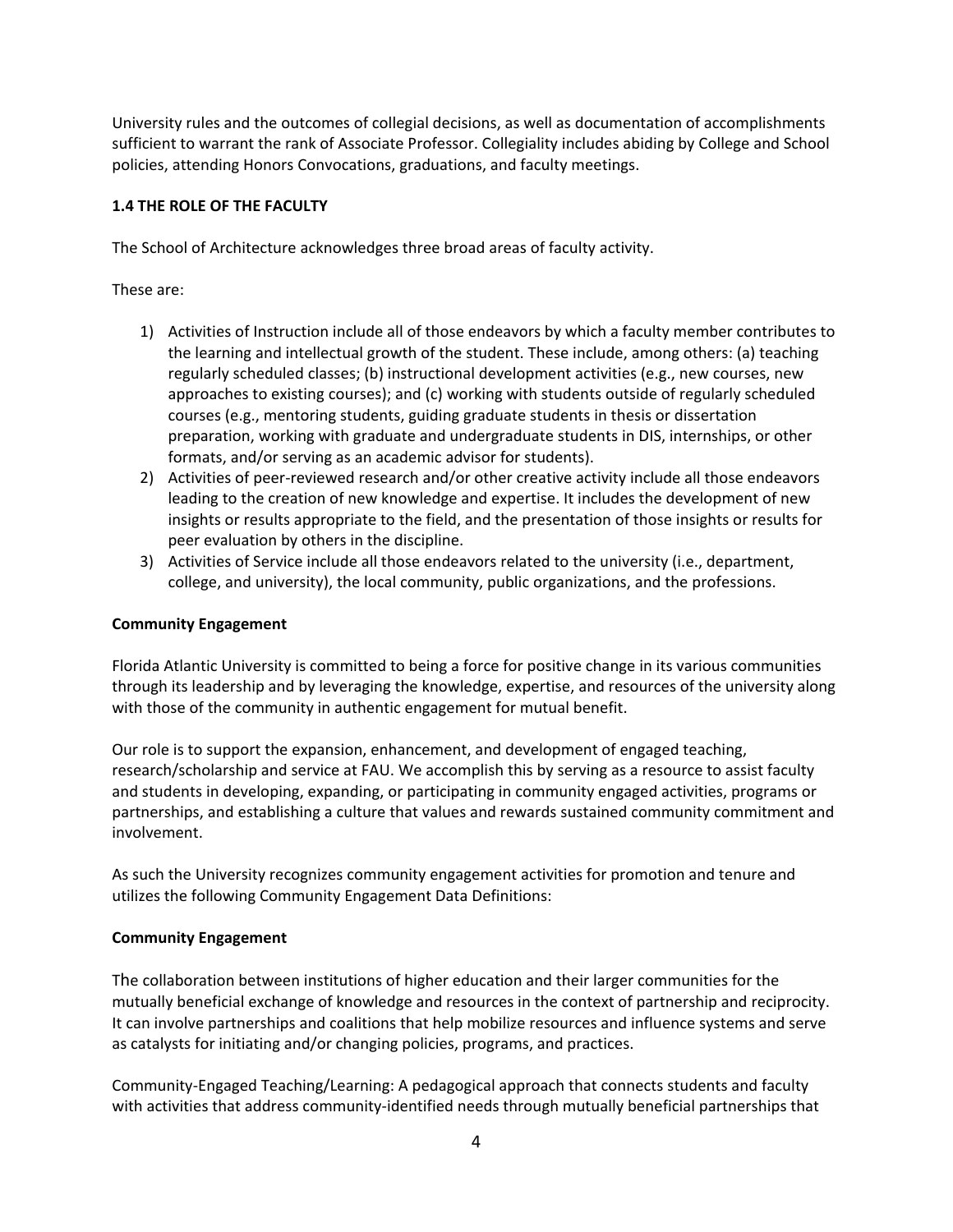University rules and the outcomes of collegial decisions, as well as documentation of accomplishments sufficient to warrant the rank of Associate Professor. Collegiality includes abiding by College and School policies, attending Honors Convocations, graduations, and faculty meetings.

**1.4 THE ROLE OF THE FACULTY**

The School of Architecture acknowledges three broad areas of faculty activity.

These are:

1) Activities of Instruction include all of those endeavors by which a faculty member contributes to the learning and intellectual growth of the student. These include, among others: (a) teaching regularly scheduled classes; (b) instructional development activities (e.g., new courses, new approaches to existing courses); and (c) working with students outside of regularly scheduled courses (e.g., mentoring students, guiding graduate students in thesis or dissertation preparation, working with graduate and undergraduate students in DIS, internships, or other formats, and/or serving as an academic advisor for students).
2) Activities of peer-reviewed research and/or other creative activity include all those endeavors leading to the creation of new knowledge and expertise. It includes the development of new insights or results appropriate to the field, and the presentation of those insights or results for peer evaluation by others in the discipline.
3) Activities of Service include all those endeavors related to the university (i.e., department, college, and university), the local community, public organizations, and the professions.

**Community Engagement**

Florida Atlantic University is committed to being a force for positive change in its various communities through its leadership and by leveraging the knowledge, expertise, and resources of the university along with those of the community in authentic engagement for mutual benefit.

Our role is to support the expansion, enhancement, and development of engaged teaching, research/scholarship and service at FAU. We accomplish this by serving as a resource to assist faculty and students in developing, expanding, or participating in community engaged activities, programs or partnerships, and establishing a culture that values and rewards sustained community commitment and involvement.

As such the University recognizes community engagement activities for promotion and tenure and utilizes the following Community Engagement Data Definitions:

**Community Engagement**

The collaboration between institutions of higher education and their larger communities for the mutually beneficial exchange of knowledge and resources in the context of partnership and reciprocity. It can involve partnerships and coalitions that help mobilize resources and influence systems and serve as catalysts for initiating and/or changing policies, programs, and practices.

Community-Engaged Teaching/Learning: A pedagogical approach that connects students and faculty with activities that address community-identified needs through mutually beneficial partnerships that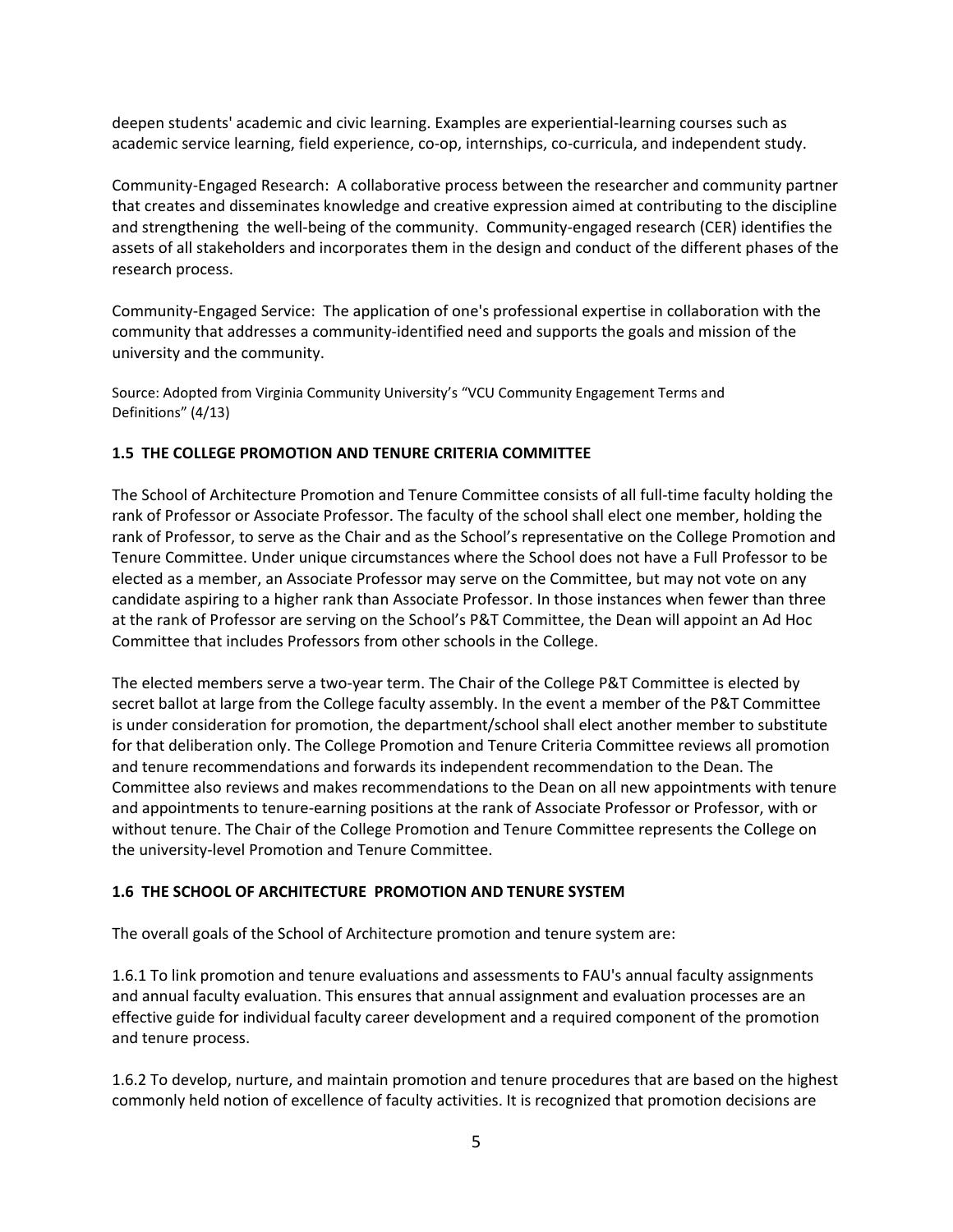deepen students' academic and civic learning. Examples are experiential-learning courses such as academic service learning, field experience, co-op, internships, co-curricula, and independent study.

Community-Engaged Research: A collaborative process between the researcher and community partner that creates and disseminates knowledge and creative expression aimed at contributing to the discipline and strengthening the well-being of the community. Community-engaged research (CER) identifies the assets of all stakeholders and incorporates them in the design and conduct of the different phases of the research process.

Community-Engaged Service: The application of one's professional expertise in collaboration with the community that addresses a community-identified need and supports the goals and mission of the university and the community.

Source: Adopted from Virginia Community University's "VCU Community Engagement Terms and Definitions" (4/13)

### 1.5 THE COLLEGE PROMOTION AND TENURE CRITERIA COMMITTEE

The School of Architecture Promotion and Tenure Committee consists of all full-time faculty holding the rank of Professor or Associate Professor. The faculty of the school shall elect one member, holding the rank of Professor, to serve as the Chair and as the School's representative on the College Promotion and Tenure Committee. Under unique circumstances where the School does not have a Full Professor to be elected as a member, an Associate Professor may serve on the Committee, but may not vote on any candidate aspiring to a higher rank than Associate Professor. In those instances when fewer than three at the rank of Professor are serving on the School's P&T Committee, the Dean will appoint an Ad Hoc Committee that includes Professors from other schools in the College.

The elected members serve a two-year term. The Chair of the College P&T Committee is elected by secret ballot at large from the College faculty assembly. In the event a member of the P&T Committee is under consideration for promotion, the department/school shall elect another member to substitute for that deliberation only. The College Promotion and Tenure Criteria Committee reviews all promotion and tenure recommendations and forwards its independent recommendation to the Dean. The Committee also reviews and makes recommendations to the Dean on all new appointments with tenure and appointments to tenure-earning positions at the rank of Associate Professor or Professor, with or without tenure. The Chair of the College Promotion and Tenure Committee represents the College on the university-level Promotion and Tenure Committee.

### 1.6 THE SCHOOL OF ARCHITECTURE PROMOTION AND TENURE SYSTEM

The overall goals of the School of Architecture promotion and tenure system are:

1.6.1 To link promotion and tenure evaluations and assessments to FAU's annual faculty assignments and annual faculty evaluation. This ensures that annual assignment and evaluation processes are an effective guide for individual faculty career development and a required component of the promotion and tenure process.

1.6.2 To develop, nurture, and maintain promotion and tenure procedures that are based on the highest commonly held notion of excellence of faculty activities. It is recognized that promotion decisions are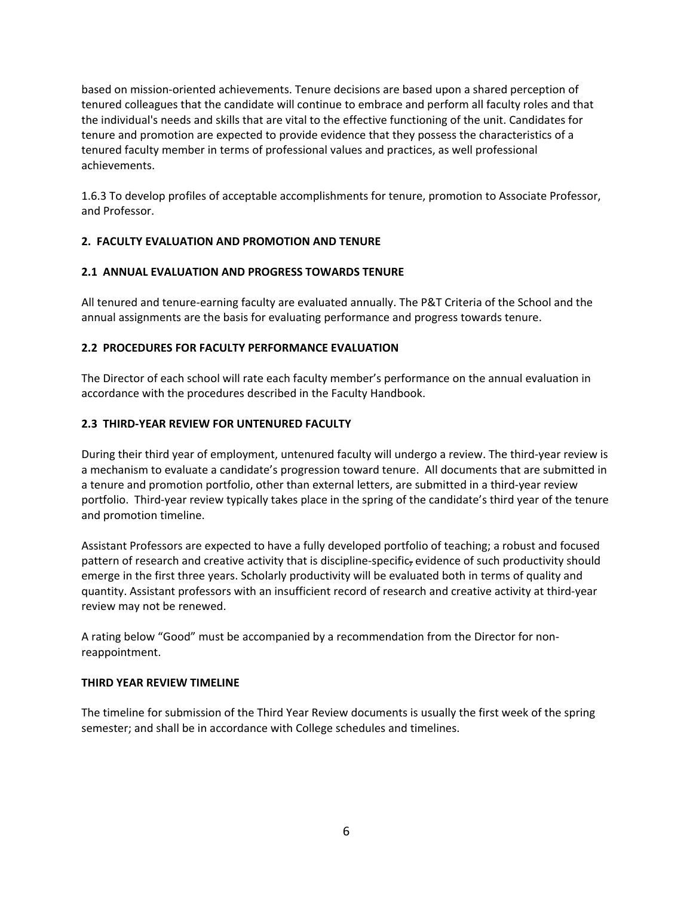based on mission-oriented achievements. Tenure decisions are based upon a shared perception of tenured colleagues that the candidate will continue to embrace and perform all faculty roles and that the individual's needs and skills that are vital to the effective functioning of the unit. Candidates for tenure and promotion are expected to provide evidence that they possess the characteristics of a tenured faculty member in terms of professional values and practices, as well professional achievements.

1.6.3 To develop profiles of acceptable accomplishments for tenure, promotion to Associate Professor, and Professor.

## 2. FACULTY EVALUATION AND PROMOTION AND TENURE

### 2.1 ANNUAL EVALUATION AND PROGRESS TOWARDS TENURE

All tenured and tenure-earning faculty are evaluated annually. The P&T Criteria of the School and the annual assignments are the basis for evaluating performance and progress towards tenure.

### 2.2 PROCEDURES FOR FACULTY PERFORMANCE EVALUATION

The Director of each school will rate each faculty member's performance on the annual evaluation in accordance with the procedures described in the Faculty Handbook.

### 2.3 THIRD-YEAR REVIEW FOR UNTENURED FACULTY

During their third year of employment, untenured faculty will undergo a review. The third-year review is a mechanism to evaluate a candidate's progression toward tenure. All documents that are submitted in a tenure and promotion portfolio, other than external letters, are submitted in a third-year review portfolio. Third-year review typically takes place in the spring of the candidate's third year of the tenure and promotion timeline.

Assistant Professors are expected to have a fully developed portfolio of teaching; a robust and focused pattern of research and creative activity that is discipline-specific~~,~~ evidence of such productivity should emerge in the first three years. Scholarly productivity will be evaluated both in terms of quality and quantity. Assistant professors with an insufficient record of research and creative activity at third-year review may not be renewed.

A rating below "Good" must be accompanied by a recommendation from the Director for non-reappointment.

#### THIRD YEAR REVIEW TIMELINE

The timeline for submission of the Third Year Review documents is usually the first week of the spring semester; and shall be in accordance with College schedules and timelines.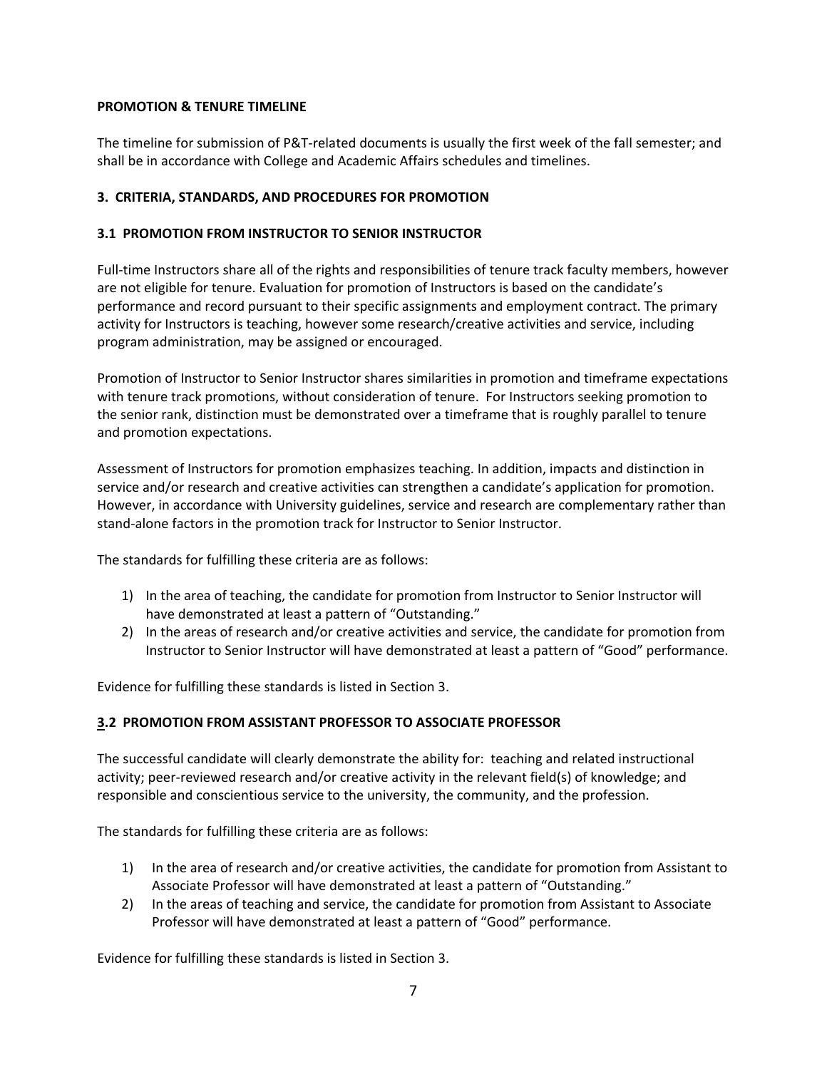**PROMOTION & TENURE TIMELINE**

The timeline for submission of P&T-related documents is usually the first week of the fall semester; and shall be in accordance with College and Academic Affairs schedules and timelines.

## 3. CRITERIA, STANDARDS, AND PROCEDURES FOR PROMOTION

### 3.1 PROMOTION FROM INSTRUCTOR TO SENIOR INSTRUCTOR

Full-time Instructors share all of the rights and responsibilities of tenure track faculty members, however are not eligible for tenure. Evaluation for promotion of Instructors is based on the candidate's performance and record pursuant to their specific assignments and employment contract. The primary activity for Instructors is teaching, however some research/creative activities and service, including program administration, may be assigned or encouraged.

Promotion of Instructor to Senior Instructor shares similarities in promotion and timeframe expectations with tenure track promotions, without consideration of tenure. For Instructors seeking promotion to the senior rank, distinction must be demonstrated over a timeframe that is roughly parallel to tenure and promotion expectations.

Assessment of Instructors for promotion emphasizes teaching. In addition, impacts and distinction in service and/or research and creative activities can strengthen a candidate's application for promotion. However, in accordance with University guidelines, service and research are complementary rather than stand-alone factors in the promotion track for Instructor to Senior Instructor.

The standards for fulfilling these criteria are as follows:

1) In the area of teaching, the candidate for promotion from Instructor to Senior Instructor will have demonstrated at least a pattern of "Outstanding."
2) In the areas of research and/or creative activities and service, the candidate for promotion from Instructor to Senior Instructor will have demonstrated at least a pattern of "Good" performance.

Evidence for fulfilling these standards is listed in Section 3.

### 3.2 PROMOTION FROM ASSISTANT PROFESSOR TO ASSOCIATE PROFESSOR

The successful candidate will clearly demonstrate the ability for: teaching and related instructional activity; peer-reviewed research and/or creative activity in the relevant field(s) of knowledge; and responsible and conscientious service to the university, the community, and the profession.

The standards for fulfilling these criteria are as follows:

1) In the area of research and/or creative activities, the candidate for promotion from Assistant to Associate Professor will have demonstrated at least a pattern of "Outstanding."
2) In the areas of teaching and service, the candidate for promotion from Assistant to Associate Professor will have demonstrated at least a pattern of "Good" performance.

Evidence for fulfilling these standards is listed in Section 3.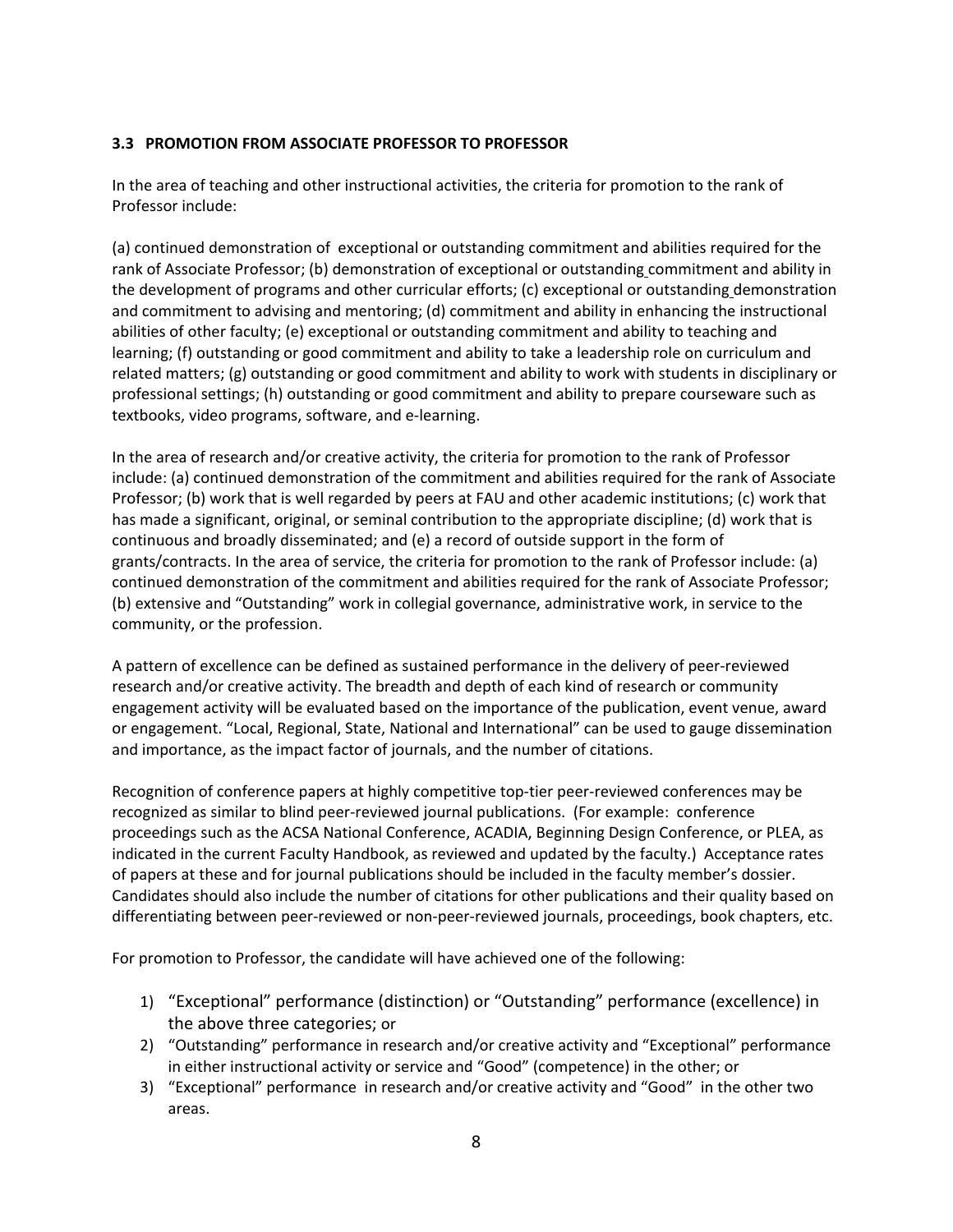### 3.3 PROMOTION FROM ASSOCIATE PROFESSOR TO PROFESSOR

In the area of teaching and other instructional activities, the criteria for promotion to the rank of Professor include:

(a) continued demonstration of exceptional or outstanding commitment and abilities required for the rank of Associate Professor; (b) demonstration of exceptional or outstanding commitment and ability in the development of programs and other curricular efforts; (c) exceptional or outstanding demonstration and commitment to advising and mentoring; (d) commitment and ability in enhancing the instructional abilities of other faculty; (e) exceptional or outstanding commitment and ability to teaching and learning; (f) outstanding or good commitment and ability to take a leadership role on curriculum and related matters; (g) outstanding or good commitment and ability to work with students in disciplinary or professional settings; (h) outstanding or good commitment and ability to prepare courseware such as textbooks, video programs, software, and e-learning.

In the area of research and/or creative activity, the criteria for promotion to the rank of Professor include: (a) continued demonstration of the commitment and abilities required for the rank of Associate Professor; (b) work that is well regarded by peers at FAU and other academic institutions; (c) work that has made a significant, original, or seminal contribution to the appropriate discipline; (d) work that is continuous and broadly disseminated; and (e) a record of outside support in the form of grants/contracts. In the area of service, the criteria for promotion to the rank of Professor include: (a) continued demonstration of the commitment and abilities required for the rank of Associate Professor; (b) extensive and "Outstanding" work in collegial governance, administrative work, in service to the community, or the profession.

A pattern of excellence can be defined as sustained performance in the delivery of peer-reviewed research and/or creative activity. The breadth and depth of each kind of research or community engagement activity will be evaluated based on the importance of the publication, event venue, award or engagement. "Local, Regional, State, National and International" can be used to gauge dissemination and importance, as the impact factor of journals, and the number of citations.

Recognition of conference papers at highly competitive top-tier peer-reviewed conferences may be recognized as similar to blind peer-reviewed journal publications. (For example: conference proceedings such as the ACSA National Conference, ACADIA, Beginning Design Conference, or PLEA, as indicated in the current Faculty Handbook, as reviewed and updated by the faculty.) Acceptance rates of papers at these and for journal publications should be included in the faculty member's dossier. Candidates should also include the number of citations for other publications and their quality based on differentiating between peer-reviewed or non-peer-reviewed journals, proceedings, book chapters, etc.

For promotion to Professor, the candidate will have achieved one of the following:

1) "Exceptional" performance (distinction) or "Outstanding" performance (excellence) in the above three categories; or
2) "Outstanding" performance in research and/or creative activity and "Exceptional" performance in either instructional activity or service and "Good" (competence) in the other; or
3) "Exceptional" performance in research and/or creative activity and "Good" in the other two areas.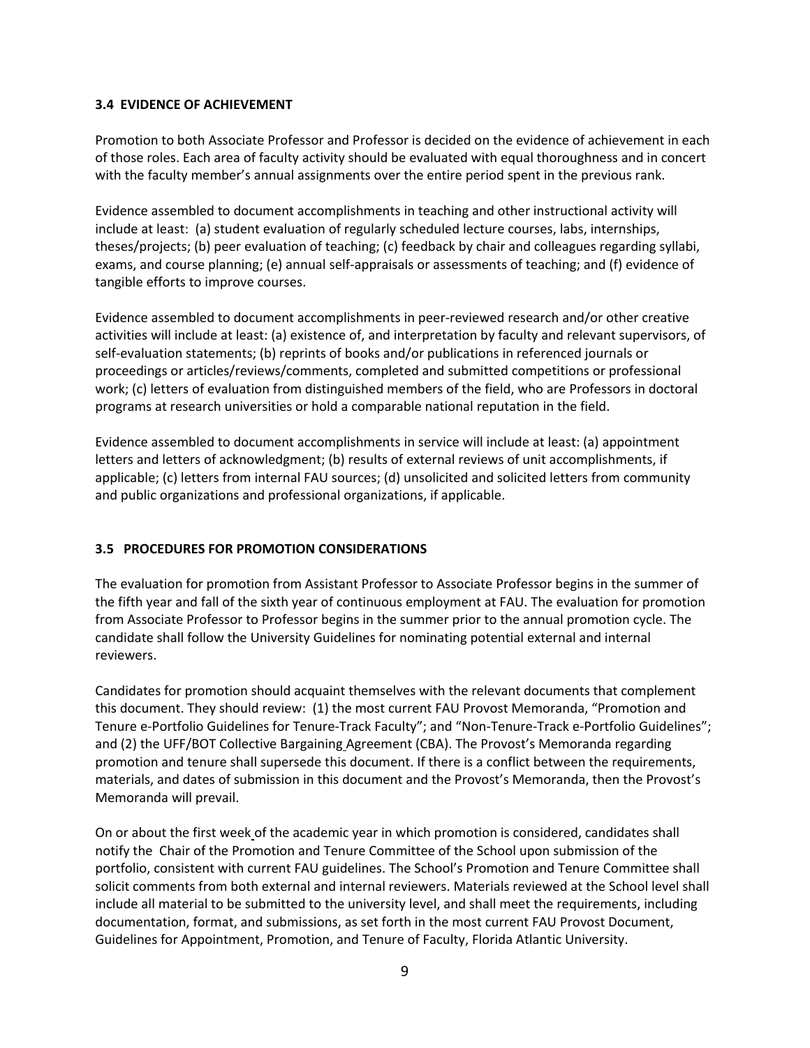### 3.4 EVIDENCE OF ACHIEVEMENT

Promotion to both Associate Professor and Professor is decided on the evidence of achievement in each of those roles. Each area of faculty activity should be evaluated with equal thoroughness and in concert with the faculty member's annual assignments over the entire period spent in the previous rank.

Evidence assembled to document accomplishments in teaching and other instructional activity will include at least: (a) student evaluation of regularly scheduled lecture courses, labs, internships, theses/projects; (b) peer evaluation of teaching; (c) feedback by chair and colleagues regarding syllabi, exams, and course planning; (e) annual self-appraisals or assessments of teaching; and (f) evidence of tangible efforts to improve courses.

Evidence assembled to document accomplishments in peer-reviewed research and/or other creative activities will include at least: (a) existence of, and interpretation by faculty and relevant supervisors, of self-evaluation statements; (b) reprints of books and/or publications in referenced journals or proceedings or articles/reviews/comments, completed and submitted competitions or professional work; (c) letters of evaluation from distinguished members of the field, who are Professors in doctoral programs at research universities or hold a comparable national reputation in the field.

Evidence assembled to document accomplishments in service will include at least: (a) appointment letters and letters of acknowledgment; (b) results of external reviews of unit accomplishments, if applicable; (c) letters from internal FAU sources; (d) unsolicited and solicited letters from community and public organizations and professional organizations, if applicable.

### 3.5 PROCEDURES FOR PROMOTION CONSIDERATIONS

The evaluation for promotion from Assistant Professor to Associate Professor begins in the summer of the fifth year and fall of the sixth year of continuous employment at FAU. The evaluation for promotion from Associate Professor to Professor begins in the summer prior to the annual promotion cycle. The candidate shall follow the University Guidelines for nominating potential external and internal reviewers.

Candidates for promotion should acquaint themselves with the relevant documents that complement this document. They should review: (1) the most current FAU Provost Memoranda, "Promotion and Tenure e-Portfolio Guidelines for Tenure-Track Faculty"; and "Non-Tenure-Track e-Portfolio Guidelines"; and (2) the UFF/BOT Collective Bargaining Agreement (CBA). The Provost's Memoranda regarding promotion and tenure shall supersede this document. If there is a conflict between the requirements, materials, and dates of submission in this document and the Provost's Memoranda, then the Provost's Memoranda will prevail.

On or about the first week of the academic year in which promotion is considered, candidates shall notify the Chair of the Promotion and Tenure Committee of the School upon submission of the portfolio, consistent with current FAU guidelines. The School's Promotion and Tenure Committee shall solicit comments from both external and internal reviewers. Materials reviewed at the School level shall include all material to be submitted to the university level, and shall meet the requirements, including documentation, format, and submissions, as set forth in the most current FAU Provost Document, Guidelines for Appointment, Promotion, and Tenure of Faculty, Florida Atlantic University.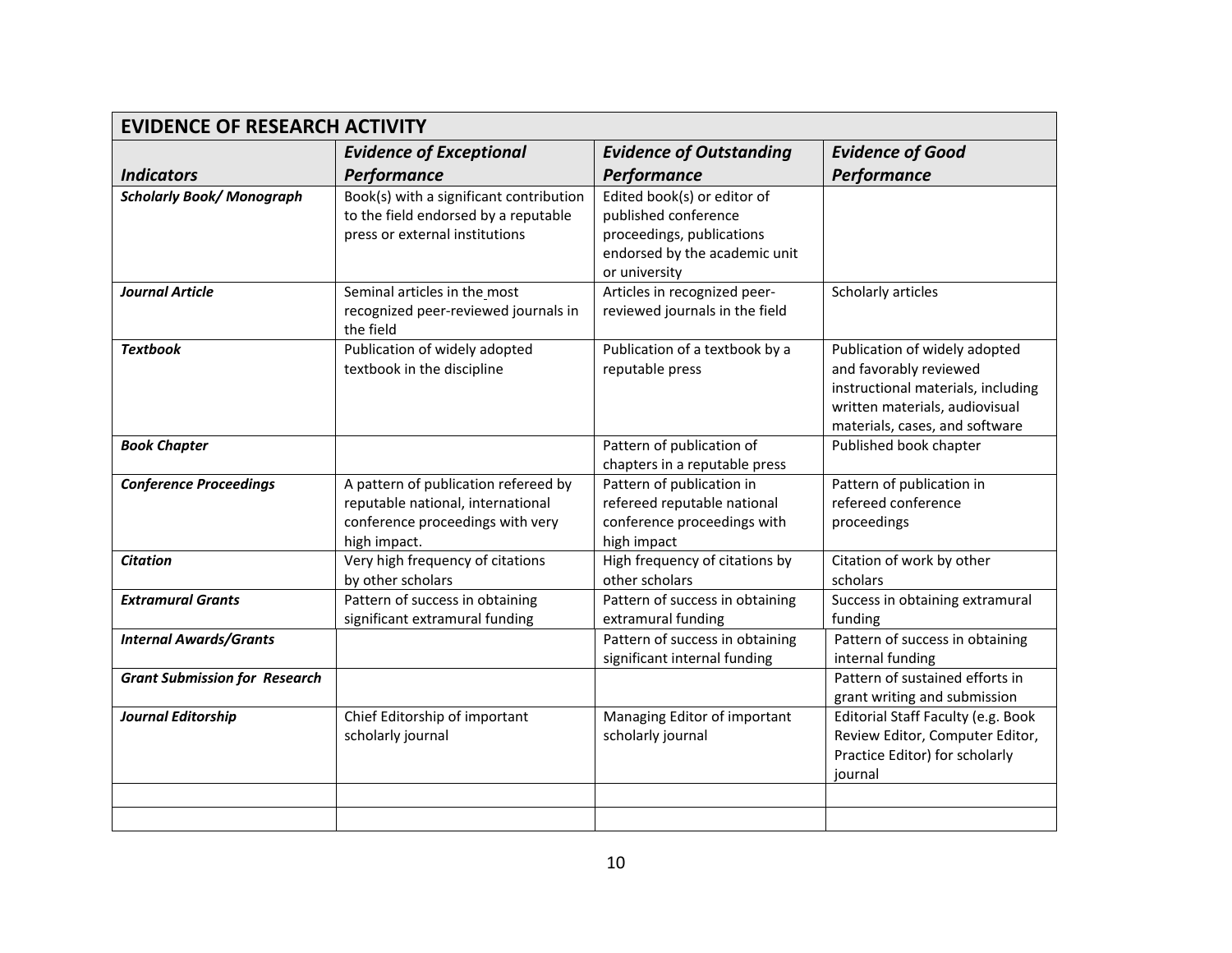| **EVIDENCE OF RESEARCH ACTIVITY** | | | |
|---|---|---|---|
| ***Indicators*** | ***Evidence of Exceptional Performance*** | ***Evidence of Outstanding Performance*** | ***Evidence of Good Performance*** |
| ***Scholarly Book/ Monograph*** | Book(s) with a significant contribution to the field endorsed by a reputable press or external institutions | Edited book(s) or editor of published conference proceedings, publications endorsed by the academic unit or university | |
| ***Journal Article*** | Seminal articles in the most recognized peer-reviewed journals in the field | Articles in recognized peer-reviewed journals in the field | Scholarly articles |
| ***Textbook*** | Publication of widely adopted textbook in the discipline | Publication of a textbook by a reputable press | Publication of widely adopted and favorably reviewed instructional materials, including written materials, audiovisual materials, cases, and software |
| ***Book Chapter*** | | Pattern of publication of chapters in a reputable press | Published book chapter |
| ***Conference Proceedings*** | A pattern of publication refereed by reputable national, international conference proceedings with very high impact. | Pattern of publication in refereed reputable national conference proceedings with high impact | Pattern of publication in refereed conference proceedings |
| ***Citation*** | Very high frequency of citations by other scholars | High frequency of citations by other scholars | Citation of work by other scholars |
| ***Extramural Grants*** | Pattern of success in obtaining significant extramural funding | Pattern of success in obtaining extramural funding | Success in obtaining extramural funding |
| ***Internal Awards/Grants*** | | Pattern of success in obtaining significant internal funding | Pattern of success in obtaining internal funding |
| ***Grant Submission for Research*** | | | Pattern of sustained efforts in grant writing and submission |
| ***Journal Editorship*** | Chief Editorship of important scholarly journal | Managing Editor of important scholarly journal | Editorial Staff Faculty (e.g. Book Review Editor, Computer Editor, Practice Editor) for scholarly journal |
| | | | |
| | | | |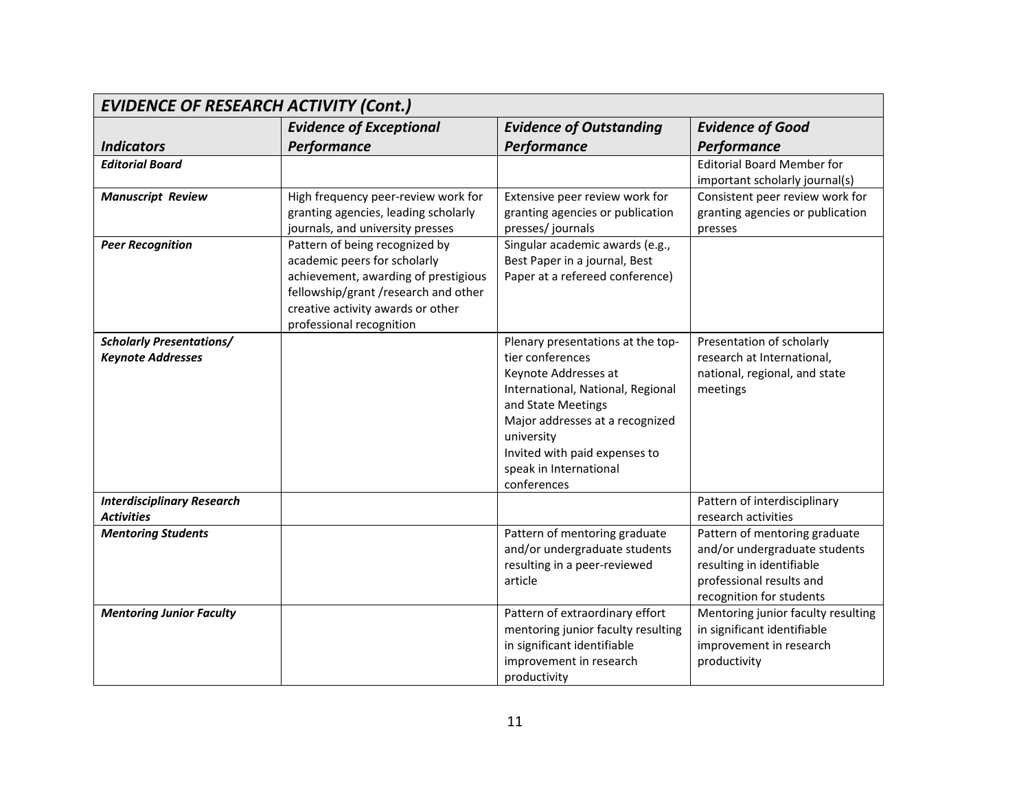| *EVIDENCE OF RESEARCH ACTIVITY (Cont.)* | | | |
|---|---|---|---|
| ***Indicators*** | ***Evidence of Exceptional Performance*** | ***Evidence of Outstanding Performance*** | ***Evidence of Good Performance*** |
| ***Editorial Board*** | | | Editorial Board Member for important scholarly journal(s) |
| ***Manuscript Review*** | High frequency peer-review work for granting agencies, leading scholarly journals, and university presses | Extensive peer review work for granting agencies or publication presses/ journals | Consistent peer review work for granting agencies or publication presses |
| ***Peer Recognition*** | Pattern of being recognized by academic peers for scholarly achievement, awarding of prestigious fellowship/grant /research and other creative activity awards or other professional recognition | Singular academic awards (e.g., Best Paper in a journal, Best Paper at a refereed conference) | |
| ***Scholarly Presentations/ Keynote Addresses*** | | Plenary presentations at the top-tier conferences<br>Keynote Addresses at International, National, Regional and State Meetings<br>Major addresses at a recognized university<br>Invited with paid expenses to speak in International conferences | Presentation of scholarly research at International, national, regional, and state meetings |
| ***Interdisciplinary Research Activities*** | | | Pattern of interdisciplinary research activities |
| ***Mentoring Students*** | | Pattern of mentoring graduate and/or undergraduate students resulting in a peer-reviewed article | Pattern of mentoring graduate and/or undergraduate students resulting in identifiable professional results and recognition for students |
| ***Mentoring Junior Faculty*** | | Pattern of extraordinary effort mentoring junior faculty resulting in significant identifiable improvement in research productivity | Mentoring junior faculty resulting in significant identifiable improvement in research productivity |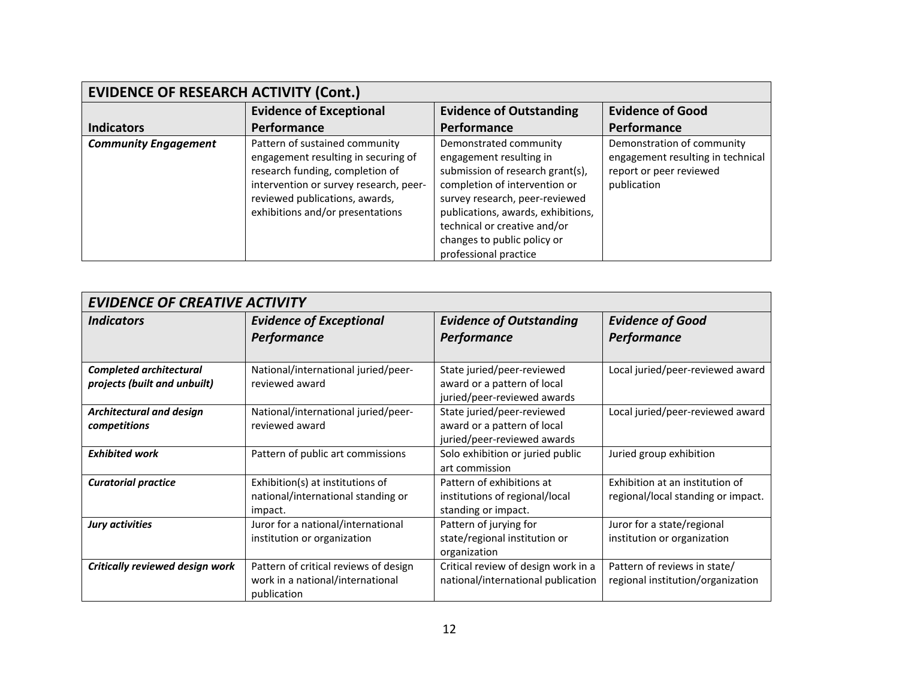| EVIDENCE OF RESEARCH ACTIVITY (Cont.) | | | |
|---|---|---|---|
| **Indicators** | **Evidence of Exceptional Performance** | **Evidence of Outstanding Performance** | **Evidence of Good Performance** |
| ***Community Engagement*** | Pattern of sustained community engagement resulting in securing of research funding, completion of intervention or survey research, peer-reviewed publications, awards, exhibitions and/or presentations | Demonstrated community engagement resulting in submission of research grant(s), completion of intervention or survey research, peer-reviewed publications, awards, exhibitions, technical or creative and/or changes to public policy or professional practice | Demonstration of community engagement resulting in technical report or peer reviewed publication |

| *EVIDENCE OF CREATIVE ACTIVITY* | | | |
|---|---|---|---|
| ***Indicators*** | ***Evidence of Exceptional Performance*** | ***Evidence of Outstanding Performance*** | ***Evidence of Good Performance*** |
| ***Completed architectural projects (built and unbuilt)*** | National/international juried/peer-reviewed award | State juried/peer-reviewed award or a pattern of local juried/peer-reviewed awards | Local juried/peer-reviewed award |
| ***Architectural and design competitions*** | National/international juried/peer-reviewed award | State juried/peer-reviewed award or a pattern of local juried/peer-reviewed awards | Local juried/peer-reviewed award |
| ***Exhibited work*** | Pattern of public art commissions | Solo exhibition or juried public art commission | Juried group exhibition |
| ***Curatorial practice*** | Exhibition(s) at institutions of national/international standing or impact. | Pattern of exhibitions at institutions of regional/local standing or impact. | Exhibition at an institution of regional/local standing or impact. |
| ***Jury activities*** | Juror for a national/international institution or organization | Pattern of jurying for state/regional institution or organization | Juror for a state/regional institution or organization |
| ***Critically reviewed design work*** | Pattern of critical reviews of design work in a national/international publication | Critical review of design work in a national/international publication | Pattern of reviews in state/ regional institution/organization |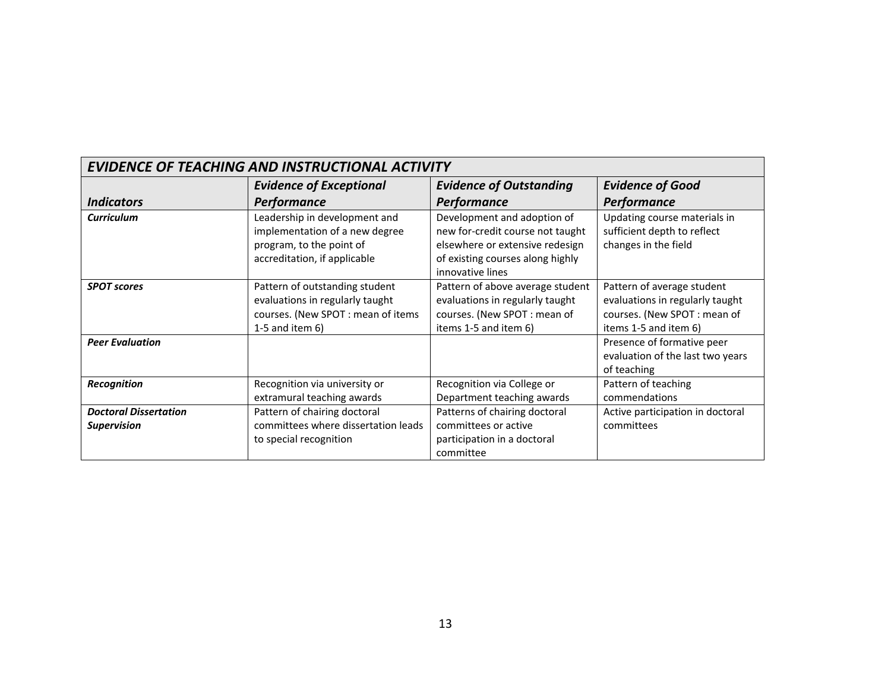| ***EVIDENCE OF TEACHING AND INSTRUCTIONAL ACTIVITY*** | | | |
|---|---|---|---|
| ***Indicators*** | ***Evidence of Exceptional Performance*** | ***Evidence of Outstanding Performance*** | ***Evidence of Good Performance*** |
| ***Curriculum*** | Leadership in development and implementation of a new degree program, to the point of accreditation, if applicable | Development and adoption of new for-credit course not taught elsewhere or extensive redesign of existing courses along highly innovative lines | Updating course materials in sufficient depth to reflect changes in the field |
| ***SPOT scores*** | Pattern of outstanding student evaluations in regularly taught courses. (New SPOT : mean of items 1-5 and item 6) | Pattern of above average student evaluations in regularly taught courses. (New SPOT : mean of items 1-5 and item 6) | Pattern of average student evaluations in regularly taught courses. (New SPOT : mean of items 1-5 and item 6) |
| ***Peer Evaluation*** | | | Presence of formative peer evaluation of the last two years of teaching |
| ***Recognition*** | Recognition via university or extramural teaching awards | Recognition via College or Department teaching awards | Pattern of teaching commendations |
| ***Doctoral Dissertation Supervision*** | Pattern of chairing doctoral committees where dissertation leads to special recognition | Patterns of chairing doctoral committees or active participation in a doctoral committee | Active participation in doctoral committees |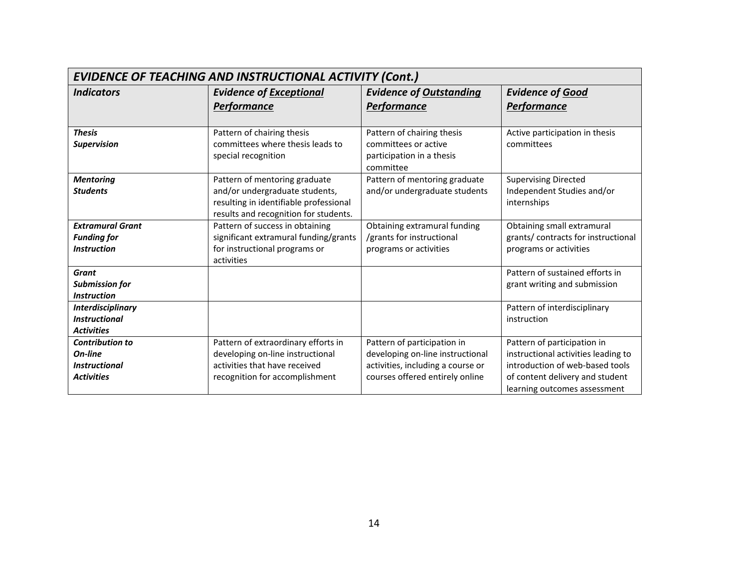| ***EVIDENCE OF TEACHING AND INSTRUCTIONAL ACTIVITY (Cont.)*** | | | |
|---|---|---|---|
| ***Indicators*** | ***Evidence of <u>Exceptional</u> <u>Performance</u>*** | ***Evidence of <u>Outstanding</u> <u>Performance</u>*** | ***Evidence of <u>Good</u> <u>Performance</u>*** |
| ***Thesis Supervision*** | Pattern of chairing thesis committees where thesis leads to special recognition | Pattern of chairing thesis committees or active participation in a thesis committee | Active participation in thesis committees |
| ***Mentoring Students*** | Pattern of mentoring graduate and/or undergraduate students, resulting in identifiable professional results and recognition for students. | Pattern of mentoring graduate and/or undergraduate students | Supervising Directed Independent Studies and/or internships |
| ***Extramural Grant Funding for Instruction*** | Pattern of success in obtaining significant extramural funding/grants for instructional programs or activities | Obtaining extramural funding /grants for instructional programs or activities | Obtaining small extramural grants/ contracts for instructional programs or activities |
| ***Grant Submission for Instruction*** | | | Pattern of sustained efforts in grant writing and submission |
| ***Interdisciplinary Instructional Activities*** | | | Pattern of interdisciplinary instruction |
| ***Contribution to On-line Instructional Activities*** | Pattern of extraordinary efforts in developing on-line instructional activities that have received recognition for accomplishment | Pattern of participation in developing on-line instructional activities, including a course or courses offered entirely online | Pattern of participation in instructional activities leading to introduction of web-based tools of content delivery and student learning outcomes assessment |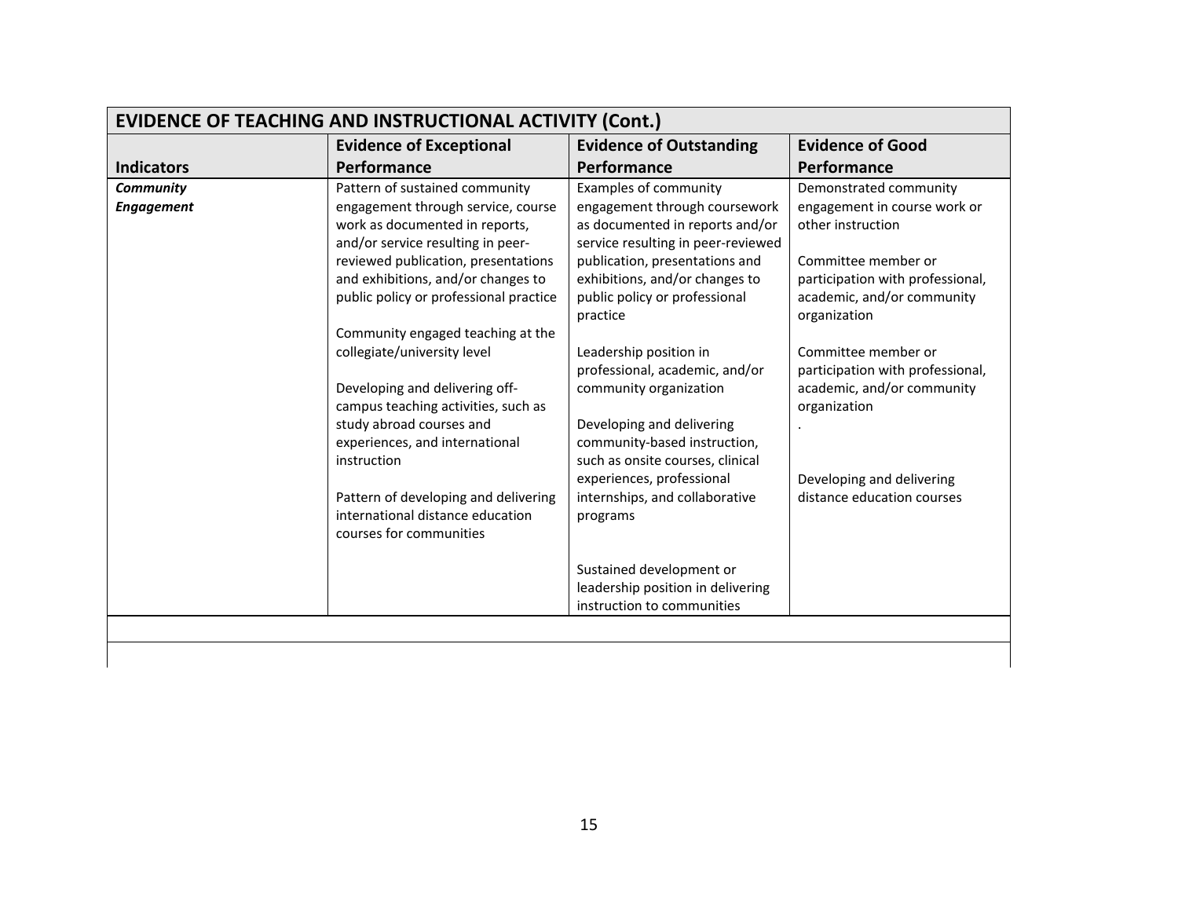| EVIDENCE OF TEACHING AND INSTRUCTIONAL ACTIVITY (Cont.) | | | |
|---|---|---|---|
| **Indicators** | **Evidence of Exceptional Performance** | **Evidence of Outstanding Performance** | **Evidence of Good Performance** |
| ***Community Engagement*** | Pattern of sustained community engagement through service, course work as documented in reports, and/or service resulting in peer-reviewed publication, presentations and exhibitions, and/or changes to public policy or professional practice<br><br>Community engaged teaching at the collegiate/university level<br><br>Developing and delivering off-campus teaching activities, such as study abroad courses and experiences, and international instruction<br><br>Pattern of developing and delivering international distance education courses for communities | Examples of community engagement through coursework as documented in reports and/or service resulting in peer-reviewed publication, presentations and exhibitions, and/or changes to public policy or professional practice<br><br>Leadership position in professional, academic, and/or community organization<br><br>Developing and delivering community-based instruction, such as onsite courses, clinical experiences, professional internships, and collaborative programs<br><br>Sustained development or leadership position in delivering instruction to communities | Demonstrated community engagement in course work or other instruction<br><br>Committee member or participation with professional, academic, and/or community organization<br><br>Committee member or participation with professional, academic, and/or community organization<br>.<br><br>Developing and delivering distance education courses |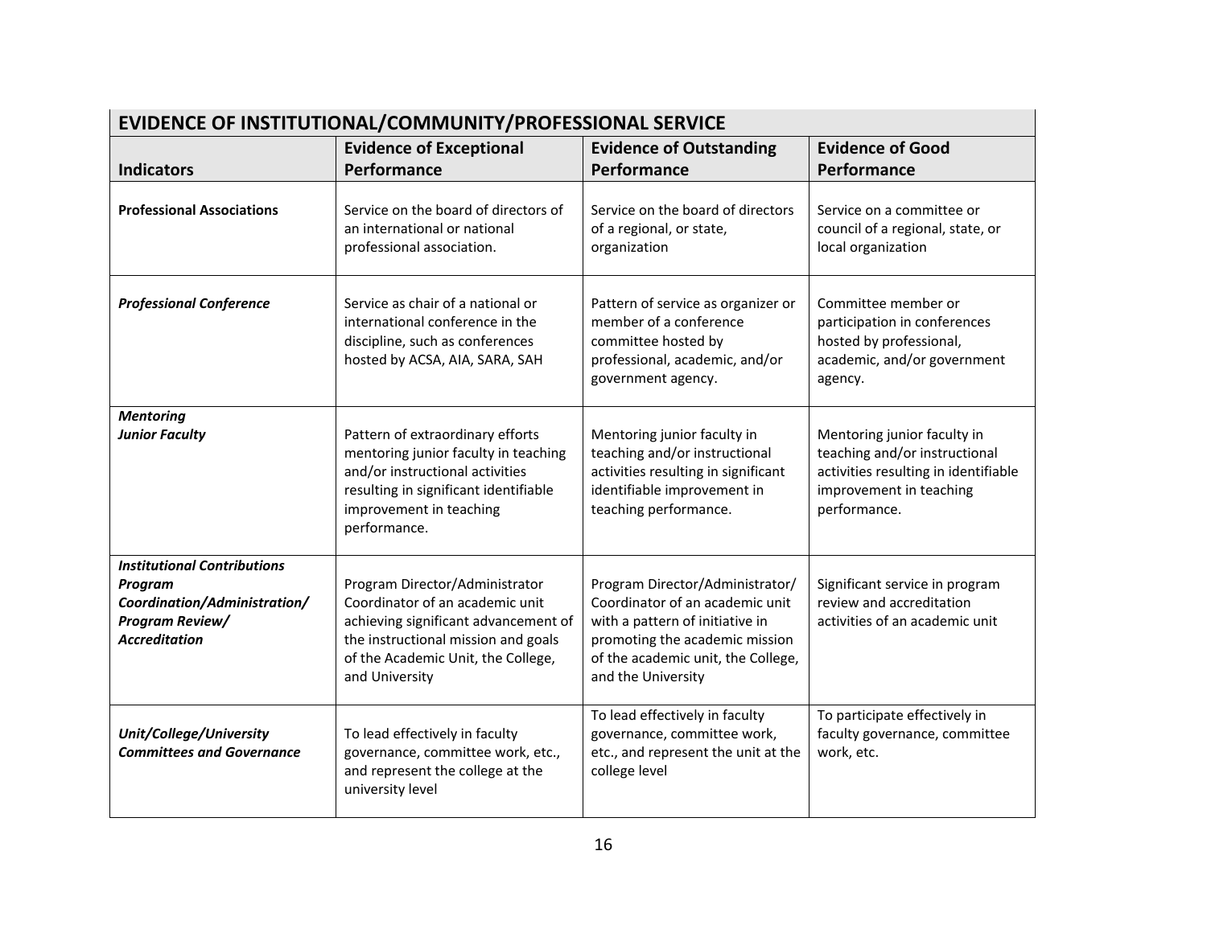| EVIDENCE OF INSTITUTIONAL/COMMUNITY/PROFESSIONAL SERVICE | | | |
|---|---|---|---|
| **Indicators** | **Evidence of Exceptional Performance** | **Evidence of Outstanding Performance** | **Evidence of Good Performance** |
| **Professional Associations** | Service on the board of directors of an international or national professional association. | Service on the board of directors of a regional, or state, organization | Service on a committee or council of a regional, state, or local organization |
| ***Professional Conference*** | Service as chair of a national or international conference in the discipline, such as conferences hosted by ACSA, AIA, SARA, SAH | Pattern of service as organizer or member of a conference committee hosted by professional, academic, and/or government agency. | Committee member or participation in conferences hosted by professional, academic, and/or government agency. |
| ***Mentoring Junior Faculty*** | Pattern of extraordinary efforts mentoring junior faculty in teaching and/or instructional activities resulting in significant identifiable improvement in teaching performance. | Mentoring junior faculty in teaching and/or instructional activities resulting in significant identifiable improvement in teaching performance. | Mentoring junior faculty in teaching and/or instructional activities resulting in identifiable improvement in teaching performance. |
| ***Institutional Contributions Program Coordination/Administration/ Program Review/ Accreditation*** | Program Director/Administrator Coordinator of an academic unit achieving significant advancement of the instructional mission and goals of the Academic Unit, the College, and University | Program Director/Administrator/ Coordinator of an academic unit with a pattern of initiative in promoting the academic mission of the academic unit, the College, and the University | Significant service in program review and accreditation activities of an academic unit |
| ***Unit/College/University Committees and Governance*** | To lead effectively in faculty governance, committee work, etc., and represent the college at the university level | To lead effectively in faculty governance, committee work, etc., and represent the unit at the college level | To participate effectively in faculty governance, committee work, etc. |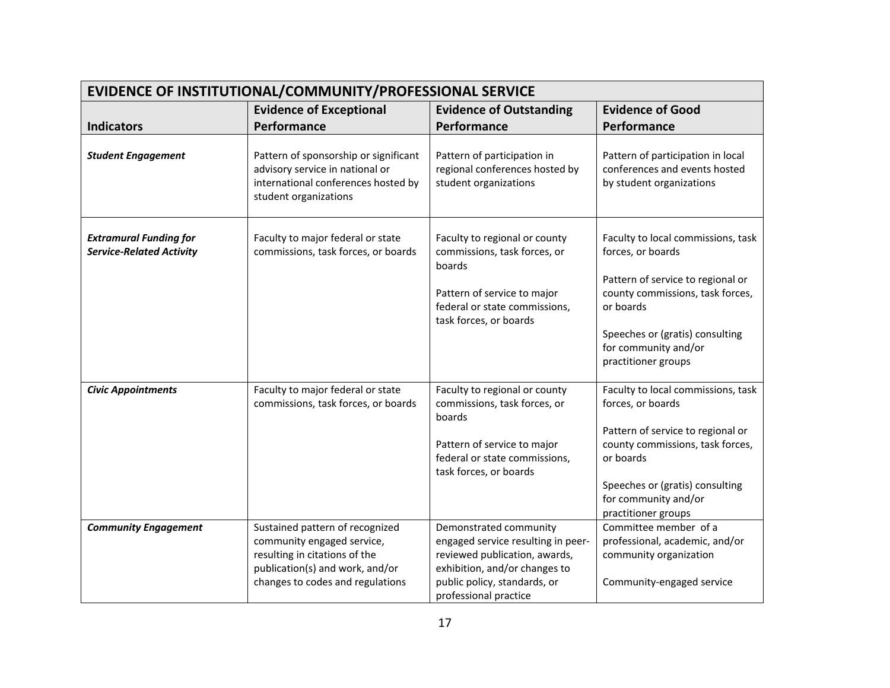| EVIDENCE OF INSTITUTIONAL/COMMUNITY/PROFESSIONAL SERVICE | | | |
|---|---|---|---|
| **Indicators** | **Evidence of Exceptional Performance** | **Evidence of Outstanding Performance** | **Evidence of Good Performance** |
| ***Student Engagement*** | Pattern of sponsorship or significant advisory service in national or international conferences hosted by student organizations | Pattern of participation in regional conferences hosted by student organizations | Pattern of participation in local conferences and events hosted by student organizations |
| ***Extramural Funding for Service-Related Activity*** | Faculty to major federal or state commissions, task forces, or boards | Faculty to regional or county commissions, task forces, or boards<br><br>Pattern of service to major federal or state commissions, task forces, or boards | Faculty to local commissions, task forces, or boards<br><br>Pattern of service to regional or county commissions, task forces, or boards<br><br>Speeches or (gratis) consulting for community and/or practitioner groups |
| ***Civic Appointments*** | Faculty to major federal or state commissions, task forces, or boards | Faculty to regional or county commissions, task forces, or boards<br><br>Pattern of service to major federal or state commissions, task forces, or boards | Faculty to local commissions, task forces, or boards<br><br>Pattern of service to regional or county commissions, task forces, or boards<br><br>Speeches or (gratis) consulting for community and/or practitioner groups |
| ***Community Engagement*** | Sustained pattern of recognized community engaged service, resulting in citations of the publication(s) and work, and/or changes to codes and regulations | Demonstrated community engaged service resulting in peer-reviewed publication, awards, exhibition, and/or changes to public policy, standards, or professional practice | Committee member of a professional, academic, and/or community organization<br><br>Community-engaged service |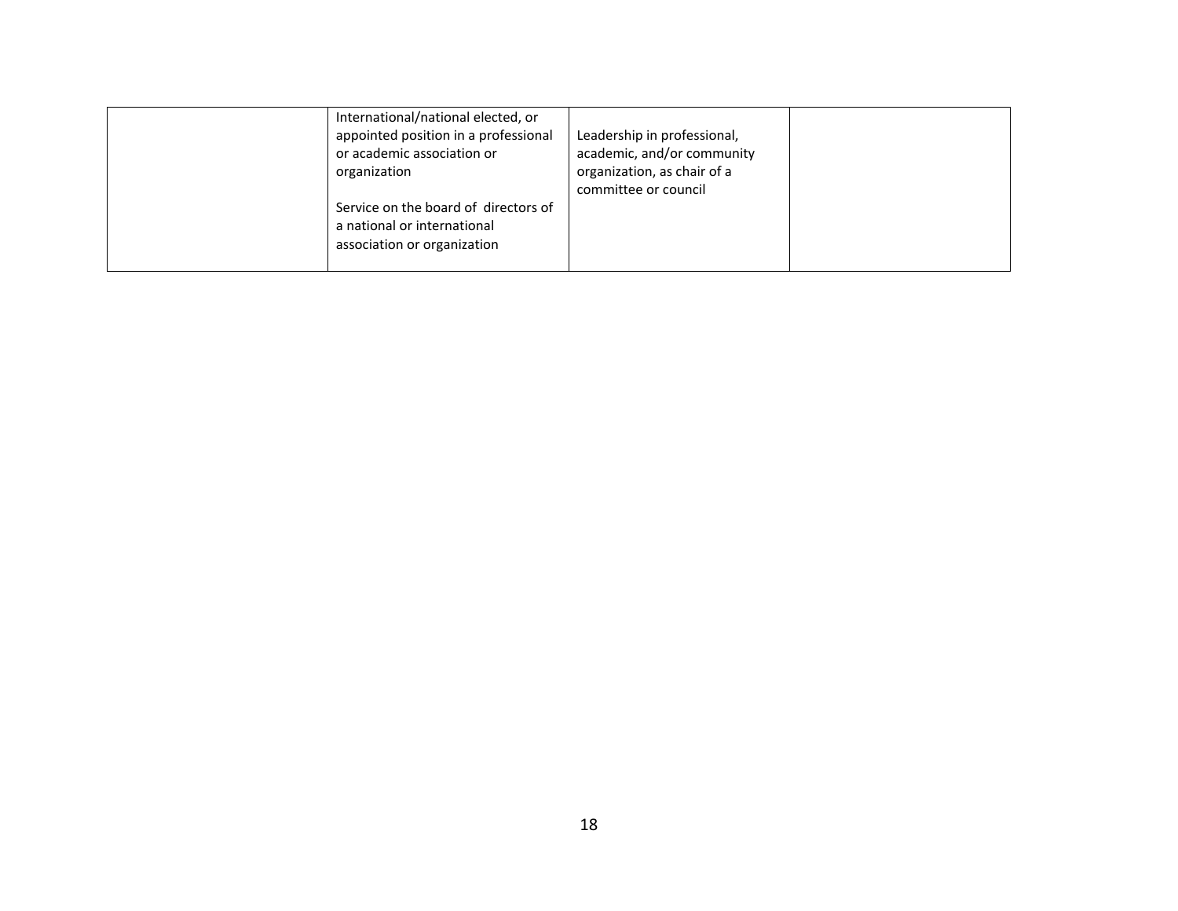| | | | |
|---|---|---|---|
| | International/national elected, or appointed position in a professional or academic association or organization<br><br>Service on the board of directors of a national or international association or organization | Leadership in professional, academic, and/or community organization, as chair of a committee or council | |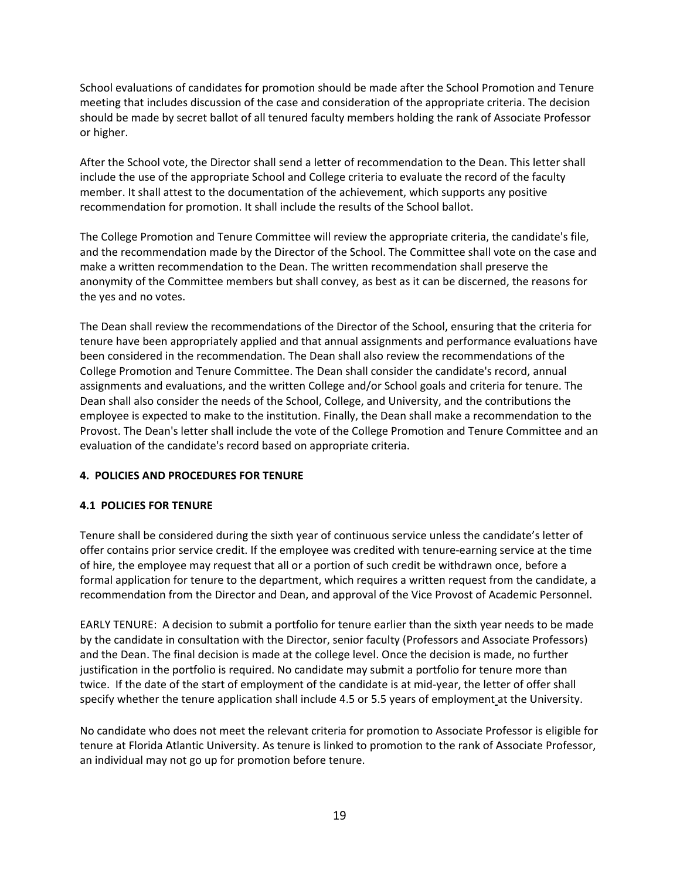School evaluations of candidates for promotion should be made after the School Promotion and Tenure meeting that includes discussion of the case and consideration of the appropriate criteria. The decision should be made by secret ballot of all tenured faculty members holding the rank of Associate Professor or higher.

After the School vote, the Director shall send a letter of recommendation to the Dean. This letter shall include the use of the appropriate School and College criteria to evaluate the record of the faculty member. It shall attest to the documentation of the achievement, which supports any positive recommendation for promotion. It shall include the results of the School ballot.

The College Promotion and Tenure Committee will review the appropriate criteria, the candidate's file, and the recommendation made by the Director of the School. The Committee shall vote on the case and make a written recommendation to the Dean. The written recommendation shall preserve the anonymity of the Committee members but shall convey, as best as it can be discerned, the reasons for the yes and no votes.

The Dean shall review the recommendations of the Director of the School, ensuring that the criteria for tenure have been appropriately applied and that annual assignments and performance evaluations have been considered in the recommendation. The Dean shall also review the recommendations of the College Promotion and Tenure Committee. The Dean shall consider the candidate's record, annual assignments and evaluations, and the written College and/or School goals and criteria for tenure. The Dean shall also consider the needs of the School, College, and University, and the contributions the employee is expected to make to the institution. Finally, the Dean shall make a recommendation to the Provost. The Dean's letter shall include the vote of the College Promotion and Tenure Committee and an evaluation of the candidate's record based on appropriate criteria.

## 4. POLICIES AND PROCEDURES FOR TENURE

### 4.1 POLICIES FOR TENURE

Tenure shall be considered during the sixth year of continuous service unless the candidate's letter of offer contains prior service credit. If the employee was credited with tenure-earning service at the time of hire, the employee may request that all or a portion of such credit be withdrawn once, before a formal application for tenure to the department, which requires a written request from the candidate, a recommendation from the Director and Dean, and approval of the Vice Provost of Academic Personnel.

EARLY TENURE: A decision to submit a portfolio for tenure earlier than the sixth year needs to be made by the candidate in consultation with the Director, senior faculty (Professors and Associate Professors) and the Dean. The final decision is made at the college level. Once the decision is made, no further justification in the portfolio is required. No candidate may submit a portfolio for tenure more than twice. If the date of the start of employment of the candidate is at mid-year, the letter of offer shall specify whether the tenure application shall include 4.5 or 5.5 years of employment at the University.

No candidate who does not meet the relevant criteria for promotion to Associate Professor is eligible for tenure at Florida Atlantic University. As tenure is linked to promotion to the rank of Associate Professor, an individual may not go up for promotion before tenure.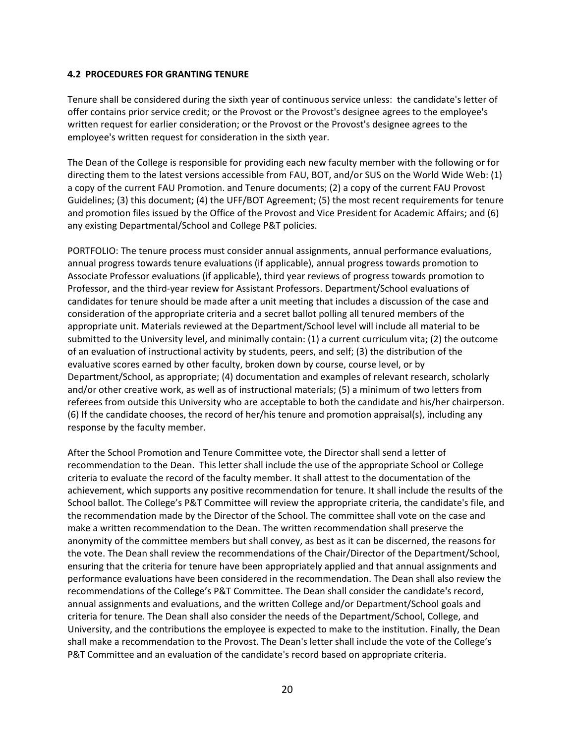#### 4.2 PROCEDURES FOR GRANTING TENURE

Tenure shall be considered during the sixth year of continuous service unless: the candidate's letter of offer contains prior service credit; or the Provost or the Provost's designee agrees to the employee's written request for earlier consideration; or the Provost or the Provost's designee agrees to the employee's written request for consideration in the sixth year.

The Dean of the College is responsible for providing each new faculty member with the following or for directing them to the latest versions accessible from FAU, BOT, and/or SUS on the World Wide Web: (1) a copy of the current FAU Promotion. and Tenure documents; (2) a copy of the current FAU Provost Guidelines; (3) this document; (4) the UFF/BOT Agreement; (5) the most recent requirements for tenure and promotion files issued by the Office of the Provost and Vice President for Academic Affairs; and (6) any existing Departmental/School and College P&T policies.

PORTFOLIO: The tenure process must consider annual assignments, annual performance evaluations, annual progress towards tenure evaluations (if applicable), annual progress towards promotion to Associate Professor evaluations (if applicable), third year reviews of progress towards promotion to Professor, and the third-year review for Assistant Professors. Department/School evaluations of candidates for tenure should be made after a unit meeting that includes a discussion of the case and consideration of the appropriate criteria and a secret ballot polling all tenured members of the appropriate unit. Materials reviewed at the Department/School level will include all material to be submitted to the University level, and minimally contain: (1) a current curriculum vita; (2) the outcome of an evaluation of instructional activity by students, peers, and self; (3) the distribution of the evaluative scores earned by other faculty, broken down by course, course level, or by Department/School, as appropriate; (4) documentation and examples of relevant research, scholarly and/or other creative work, as well as of instructional materials; (5) a minimum of two letters from referees from outside this University who are acceptable to both the candidate and his/her chairperson. (6) If the candidate chooses, the record of her/his tenure and promotion appraisal(s), including any response by the faculty member.

After the School Promotion and Tenure Committee vote, the Director shall send a letter of recommendation to the Dean. This letter shall include the use of the appropriate School or College criteria to evaluate the record of the faculty member. It shall attest to the documentation of the achievement, which supports any positive recommendation for tenure. It shall include the results of the School ballot. The College's P&T Committee will review the appropriate criteria, the candidate's file, and the recommendation made by the Director of the School. The committee shall vote on the case and make a written recommendation to the Dean. The written recommendation shall preserve the anonymity of the committee members but shall convey, as best as it can be discerned, the reasons for the vote. The Dean shall review the recommendations of the Chair/Director of the Department/School, ensuring that the criteria for tenure have been appropriately applied and that annual assignments and performance evaluations have been considered in the recommendation. The Dean shall also review the recommendations of the College's P&T Committee. The Dean shall consider the candidate's record, annual assignments and evaluations, and the written College and/or Department/School goals and criteria for tenure. The Dean shall also consider the needs of the Department/School, College, and University, and the contributions the employee is expected to make to the institution. Finally, the Dean shall make a recommendation to the Provost. The Dean's letter shall include the vote of the College's P&T Committee and an evaluation of the candidate's record based on appropriate criteria.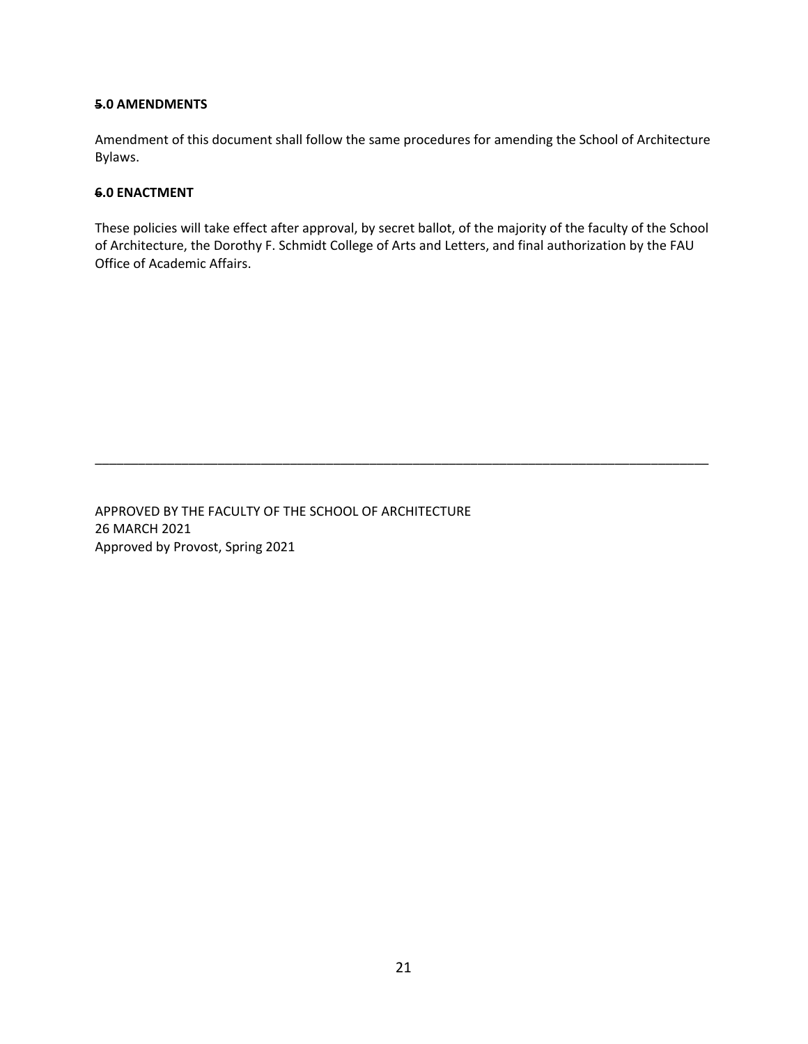**5.0 AMENDMENTS**

Amendment of this document shall follow the same procedures for amending the School of Architecture Bylaws.

**6.0 ENACTMENT**

These policies will take effect after approval, by secret ballot, of the majority of the faculty of the School of Architecture, the Dorothy F. Schmidt College of Arts and Letters, and final authorization by the FAU Office of Academic Affairs.

---

APPROVED BY THE FACULTY OF THE SCHOOL OF ARCHITECTURE
26 MARCH 2021
Approved by Provost, Spring 2021